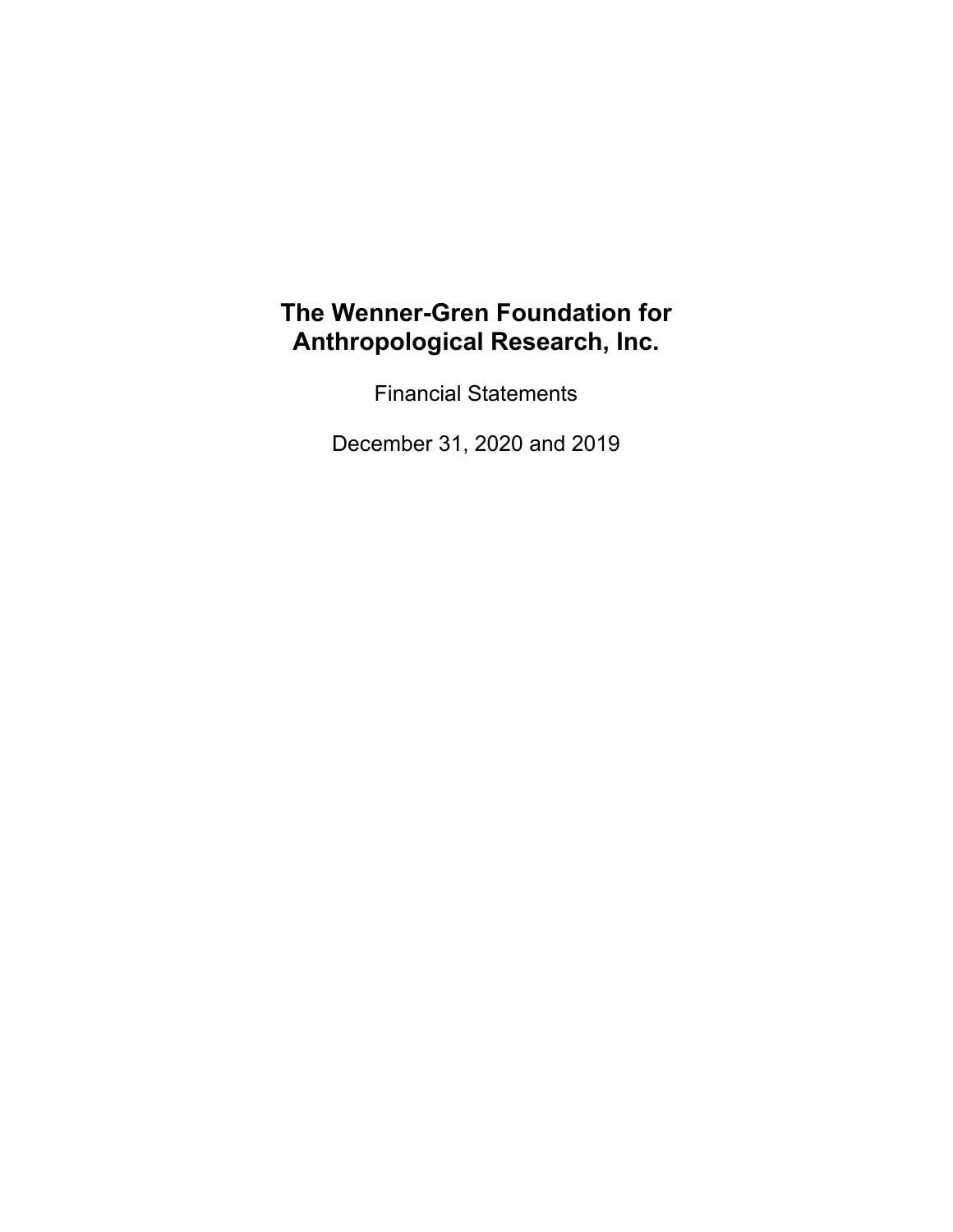# The Wenner-Gren Foundation for Anthropological Research, Inc.

Financial Statements

December 31, 2020 and 2019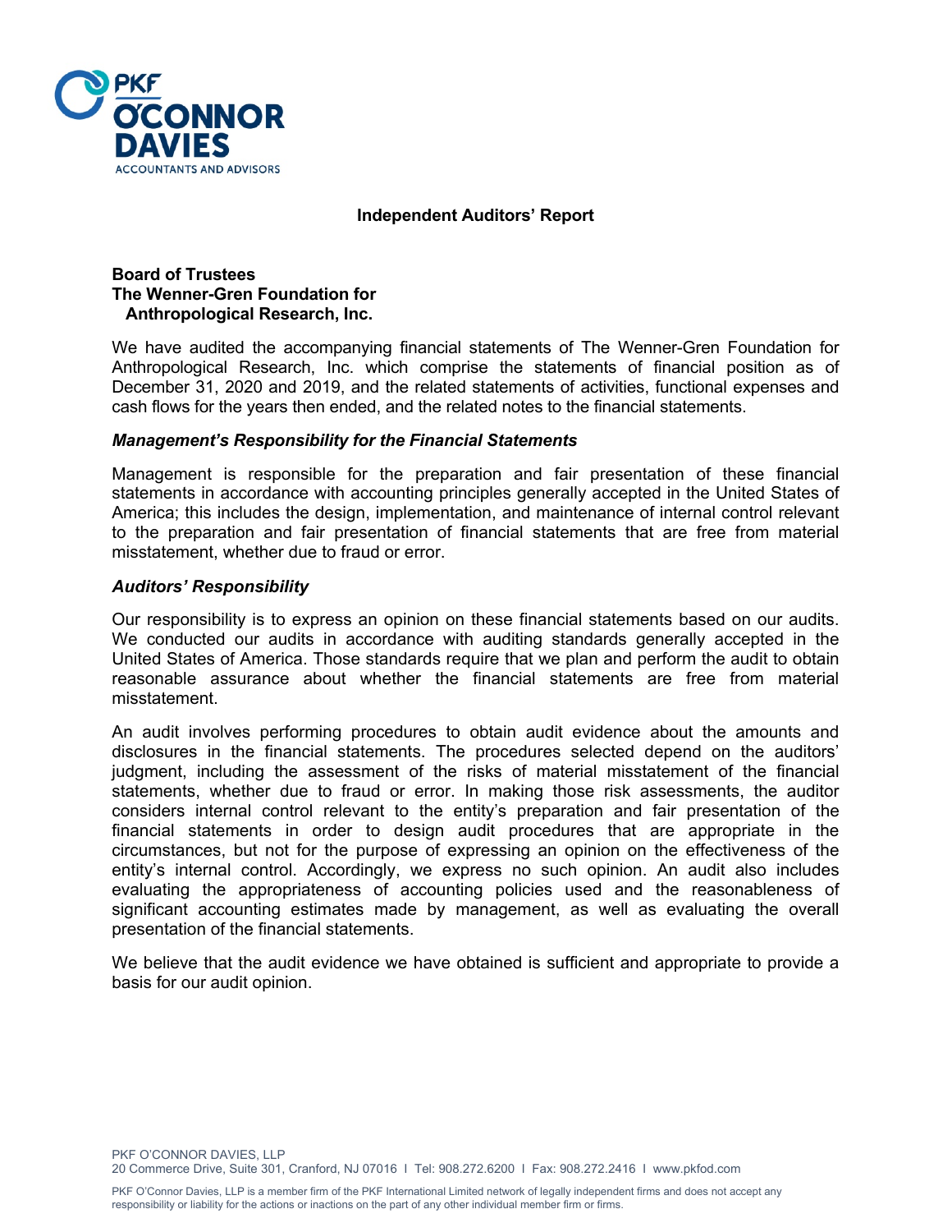# Independent Auditors' Report

**Board of Trustees**
**The Wenner-Gren Foundation for**
**Anthropological Research, Inc.**

We have audited the accompanying financial statements of The Wenner-Gren Foundation for Anthropological Research, Inc. which comprise the statements of financial position as of December 31, 2020 and 2019, and the related statements of activities, functional expenses and cash flows for the years then ended, and the related notes to the financial statements.

### *Management's Responsibility for the Financial Statements*

Management is responsible for the preparation and fair presentation of these financial statements in accordance with accounting principles generally accepted in the United States of America; this includes the design, implementation, and maintenance of internal control relevant to the preparation and fair presentation of financial statements that are free from material misstatement, whether due to fraud or error.

### *Auditors' Responsibility*

Our responsibility is to express an opinion on these financial statements based on our audits. We conducted our audits in accordance with auditing standards generally accepted in the United States of America. Those standards require that we plan and perform the audit to obtain reasonable assurance about whether the financial statements are free from material misstatement.

An audit involves performing procedures to obtain audit evidence about the amounts and disclosures in the financial statements. The procedures selected depend on the auditors' judgment, including the assessment of the risks of material misstatement of the financial statements, whether due to fraud or error. In making those risk assessments, the auditor considers internal control relevant to the entity's preparation and fair presentation of the financial statements in order to design audit procedures that are appropriate in the circumstances, but not for the purpose of expressing an opinion on the effectiveness of the entity's internal control. Accordingly, we express no such opinion. An audit also includes evaluating the appropriateness of accounting policies used and the reasonableness of significant accounting estimates made by management, as well as evaluating the overall presentation of the financial statements.

We believe that the audit evidence we have obtained is sufficient and appropriate to provide a basis for our audit opinion.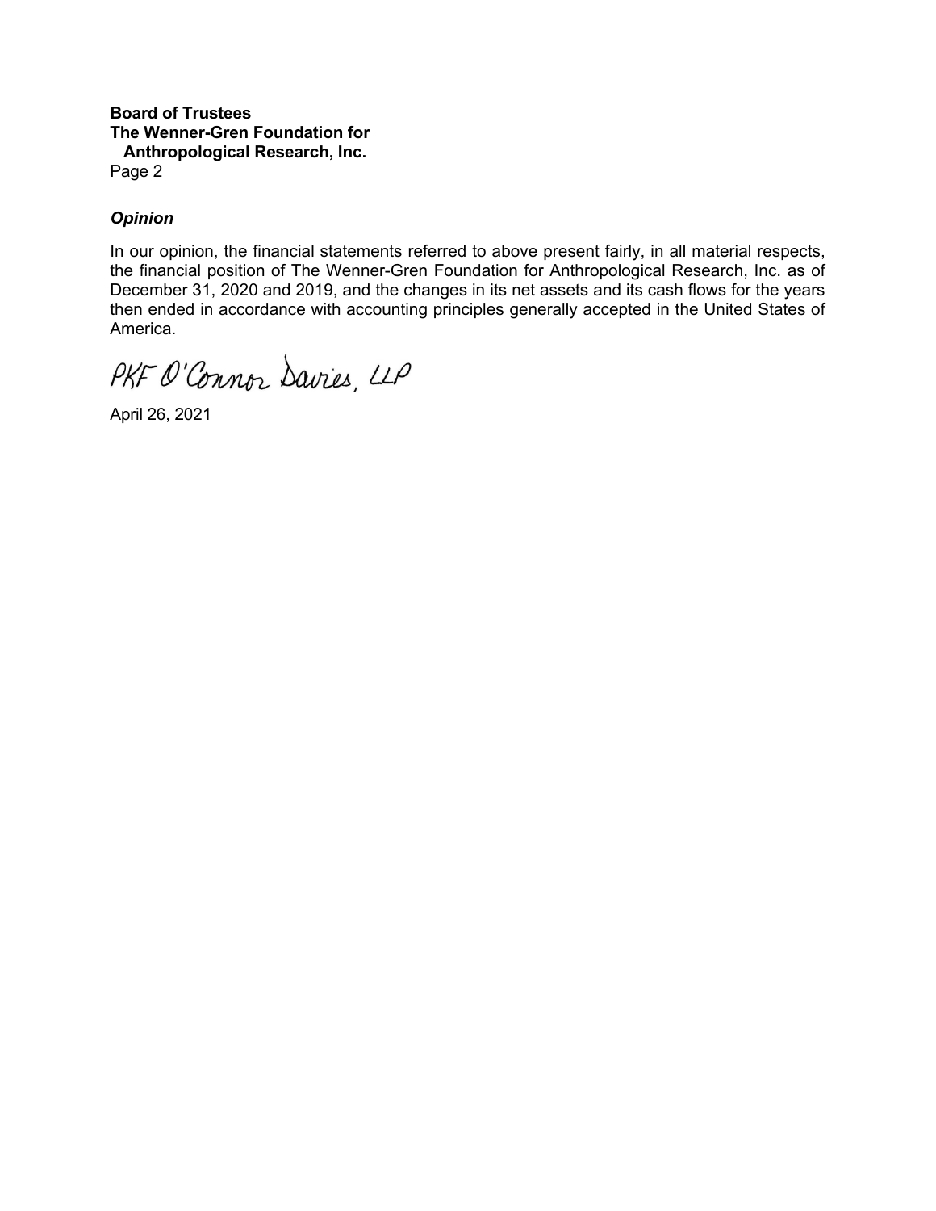**Board of Trustees**
**The Wenner-Gren Foundation for**
**Anthropological Research, Inc.**
Page 2

***Opinion***

In our opinion, the financial statements referred to above present fairly, in all material respects, the financial position of The Wenner-Gren Foundation for Anthropological Research, Inc. as of December 31, 2020 and 2019, and the changes in its net assets and its cash flows for the years then ended in accordance with accounting principles generally accepted in the United States of America.

PKF O'Connor Davies, LLP

April 26, 2021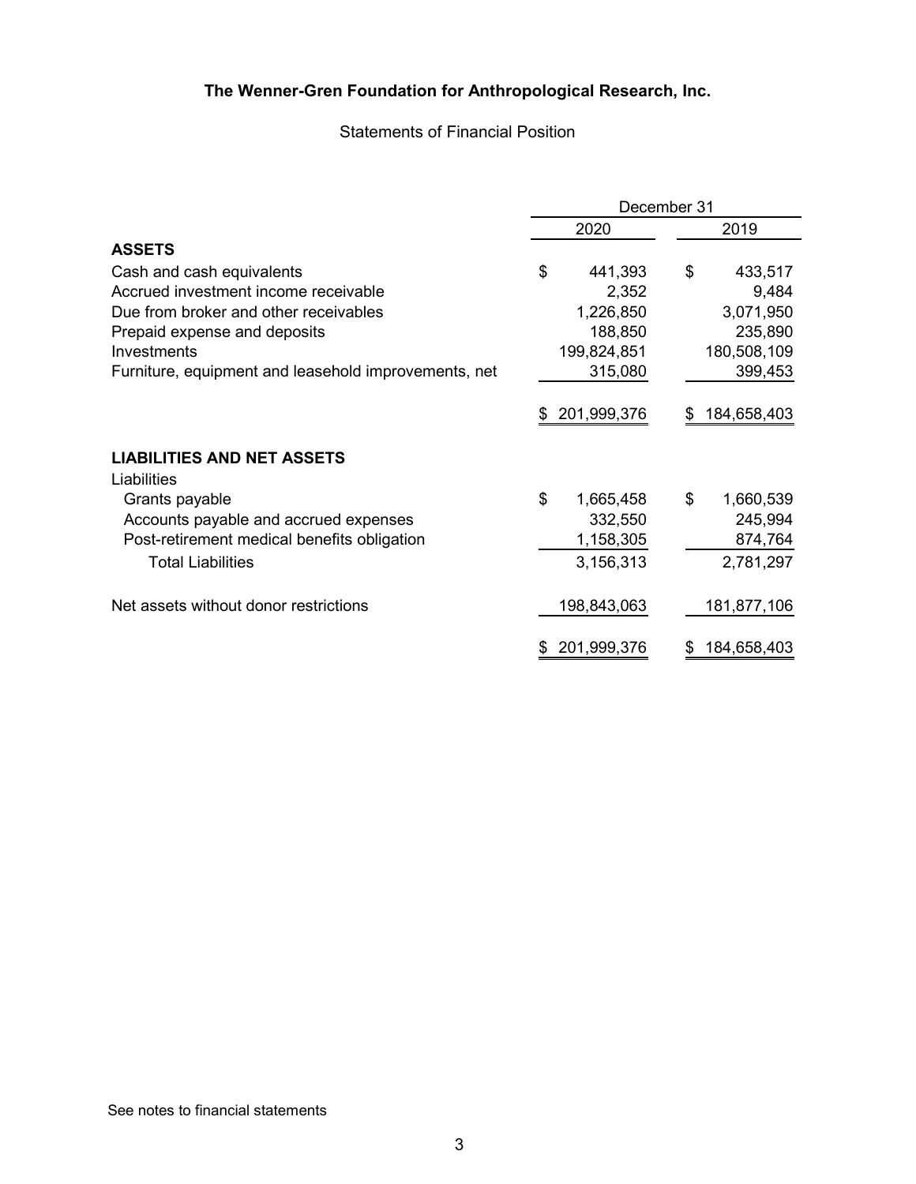# The Wenner-Gren Foundation for Anthropological Research, Inc.

Statements of Financial Position

| | December 31 | |
|---|---|---|
| | 2020 | 2019 |
| **ASSETS** | | |
| Cash and cash equivalents | $ 441,393 | $ 433,517 |
| Accrued investment income receivable | 2,352 | 9,484 |
| Due from broker and other receivables | 1,226,850 | 3,071,950 |
| Prepaid expense and deposits | 188,850 | 235,890 |
| Investments | 199,824,851 | 180,508,109 |
| Furniture, equipment and leasehold improvements, net | 315,080 | 399,453 |
| | $ 201,999,376 | $ 184,658,403 |
| **LIABILITIES AND NET ASSETS** | | |
| Liabilities | | |
| Grants payable | $ 1,665,458 | $ 1,660,539 |
| Accounts payable and accrued expenses | 332,550 | 245,994 |
| Post-retirement medical benefits obligation | 1,158,305 | 874,764 |
| Total Liabilities | 3,156,313 | 2,781,297 |
| Net assets without donor restrictions | 198,843,063 | 181,877,106 |
| | $ 201,999,376 | $ 184,658,403 |

See notes to financial statements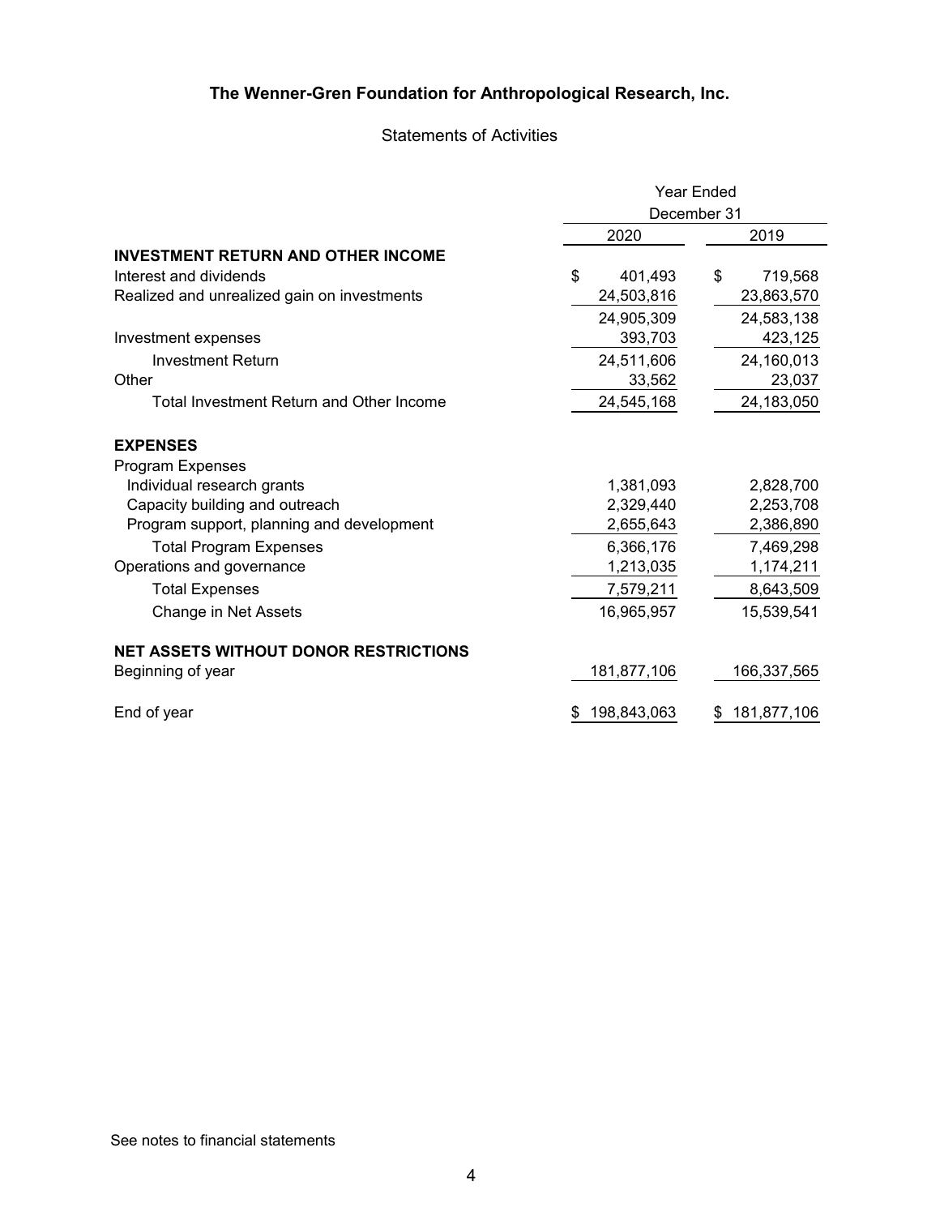# The Wenner-Gren Foundation for Anthropological Research, Inc.

## Statements of Activities

| | Year Ended December 31 | |
|---|---|---|
| | 2020 | 2019 |
| **INVESTMENT RETURN AND OTHER INCOME** | | |
| Interest and dividends | $ 401,493 | $ 719,568 |
| Realized and unrealized gain on investments | 24,503,816 | 23,863,570 |
| | 24,905,309 | 24,583,138 |
| Investment expenses | 393,703 | 423,125 |
| Investment Return | 24,511,606 | 24,160,013 |
| Other | 33,562 | 23,037 |
| Total Investment Return and Other Income | 24,545,168 | 24,183,050 |
| **EXPENSES** | | |
| Program Expenses | | |
| Individual research grants | 1,381,093 | 2,828,700 |
| Capacity building and outreach | 2,329,440 | 2,253,708 |
| Program support, planning and development | 2,655,643 | 2,386,890 |
| Total Program Expenses | 6,366,176 | 7,469,298 |
| Operations and governance | 1,213,035 | 1,174,211 |
| Total Expenses | 7,579,211 | 8,643,509 |
| Change in Net Assets | 16,965,957 | 15,539,541 |
| **NET ASSETS WITHOUT DONOR RESTRICTIONS** | | |
| Beginning of year | 181,877,106 | 166,337,565 |
| End of year | $ 198,843,063 | $ 181,877,106 |

See notes to financial statements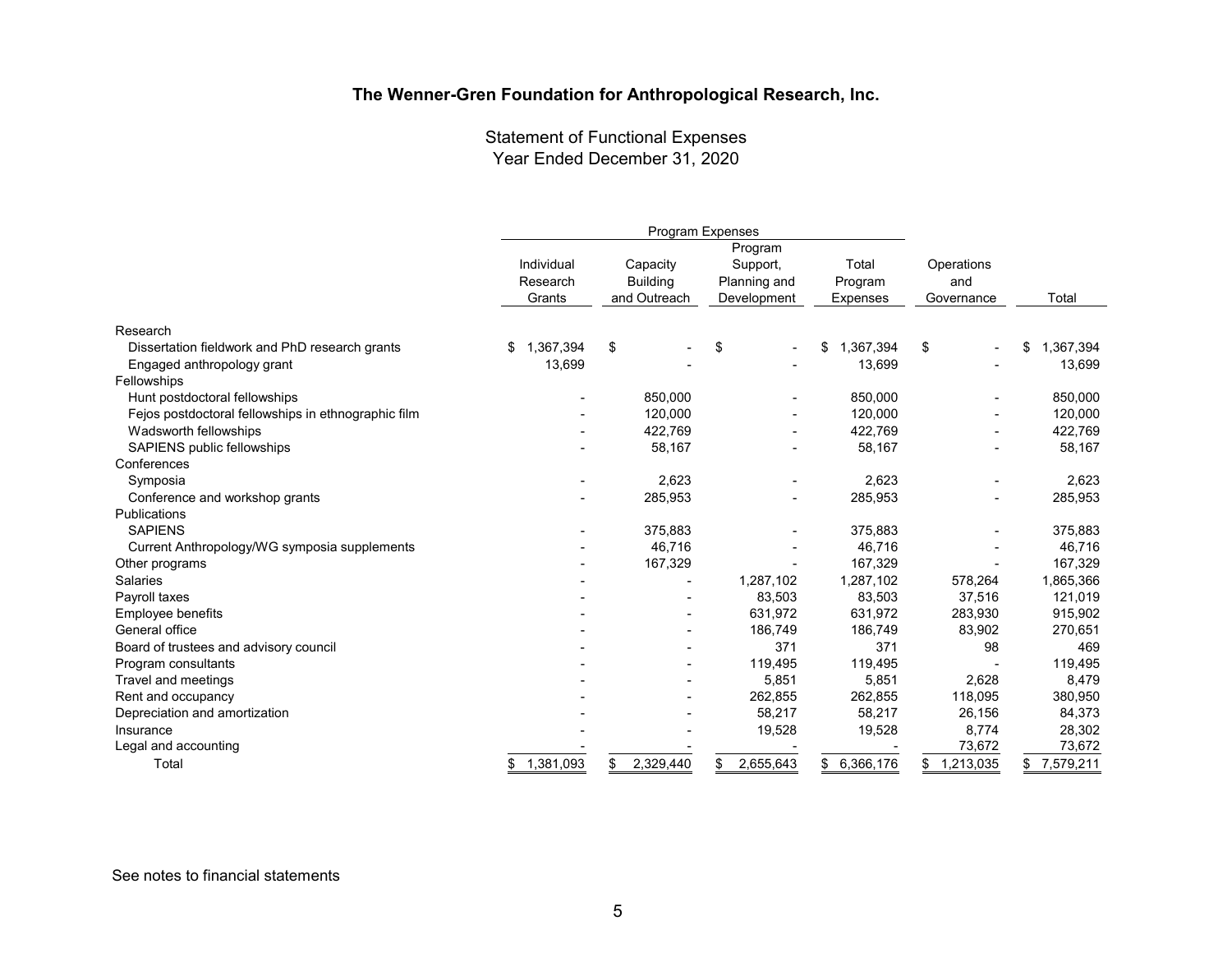**The Wenner-Gren Foundation for Anthropological Research, Inc.**

Statement of Functional Expenses
Year Ended December 31, 2020

| | Program Expenses | | | | | |
|---|---|---|---|---|---|---|
| | Individual Research Grants | Capacity Building and Outreach | Program Support, Planning and Development | Total Program Expenses | Operations and Governance | Total |
| Research | | | | | | |
| Dissertation fieldwork and PhD research grants | $ 1,367,394 | $ - | $ - | $ 1,367,394 | $ - | $ 1,367,394 |
| Engaged anthropology grant | 13,699 | - | - | 13,699 | - | 13,699 |
| Fellowships | | | | | | |
| Hunt postdoctoral fellowships | - | 850,000 | - | 850,000 | - | 850,000 |
| Fejos postdoctoral fellowships in ethnographic film | - | 120,000 | - | 120,000 | - | 120,000 |
| Wadsworth fellowships | - | 422,769 | - | 422,769 | - | 422,769 |
| SAPIENS public fellowships | - | 58,167 | - | 58,167 | - | 58,167 |
| Conferences | | | | | | |
| Symposia | - | 2,623 | - | 2,623 | - | 2,623 |
| Conference and workshop grants | - | 285,953 | - | 285,953 | - | 285,953 |
| Publications | | | | | | |
| SAPIENS | - | 375,883 | - | 375,883 | - | 375,883 |
| Current Anthropology/WG symposia supplements | - | 46,716 | - | 46,716 | - | 46,716 |
| Other programs | - | 167,329 | - | 167,329 | - | 167,329 |
| Salaries | - | - | 1,287,102 | 1,287,102 | 578,264 | 1,865,366 |
| Payroll taxes | - | - | 83,503 | 83,503 | 37,516 | 121,019 |
| Employee benefits | - | - | 631,972 | 631,972 | 283,930 | 915,902 |
| General office | - | - | 186,749 | 186,749 | 83,902 | 270,651 |
| Board of trustees and advisory council | - | - | 371 | 371 | 98 | 469 |
| Program consultants | - | - | 119,495 | 119,495 | - | 119,495 |
| Travel and meetings | - | - | 5,851 | 5,851 | 2,628 | 8,479 |
| Rent and occupancy | - | - | 262,855 | 262,855 | 118,095 | 380,950 |
| Depreciation and amortization | - | - | 58,217 | 58,217 | 26,156 | 84,373 |
| Insurance | - | - | 19,528 | 19,528 | 8,774 | 28,302 |
| Legal and accounting | - | - | - | - | 73,672 | 73,672 |
| Total | $ 1,381,093 | $ 2,329,440 | $ 2,655,643 | $ 6,366,176 | $ 1,213,035 | $ 7,579,211 |

See notes to financial statements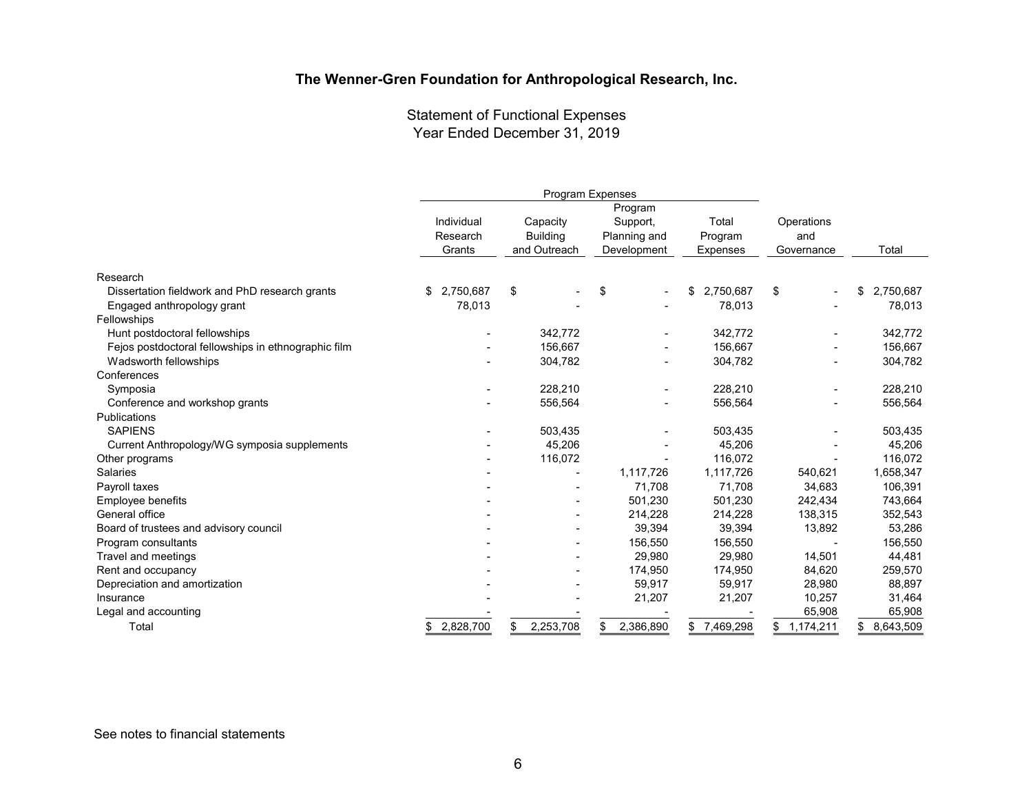# The Wenner-Gren Foundation for Anthropological Research, Inc.

## Statement of Functional Expenses
## Year Ended December 31, 2019

| | Program Expenses | | | | | |
|---|---|---|---|---|---|---|
| | Individual Research Grants | Capacity Building and Outreach | Program Support, Planning and Development | Total Program Expenses | Operations and Governance | Total |
| Research | | | | | | |
| Dissertation fieldwork and PhD research grants | $ 2,750,687 | $ - | $ - | $ 2,750,687 | $ - | $ 2,750,687 |
| Engaged anthropology grant | 78,013 | - | - | 78,013 | - | 78,013 |
| Fellowships | | | | | | |
| Hunt postdoctoral fellowships | - | 342,772 | - | 342,772 | - | 342,772 |
| Fejos postdoctoral fellowships in ethnographic film | - | 156,667 | - | 156,667 | - | 156,667 |
| Wadsworth fellowships | - | 304,782 | - | 304,782 | - | 304,782 |
| Conferences | | | | | | |
| Symposia | - | 228,210 | - | 228,210 | - | 228,210 |
| Conference and workshop grants | - | 556,564 | - | 556,564 | - | 556,564 |
| Publications | | | | | | |
| SAPIENS | - | 503,435 | - | 503,435 | - | 503,435 |
| Current Anthropology/WG symposia supplements | - | 45,206 | - | 45,206 | - | 45,206 |
| Other programs | - | 116,072 | - | 116,072 | - | 116,072 |
| Salaries | - | - | 1,117,726 | 1,117,726 | 540,621 | 1,658,347 |
| Payroll taxes | - | - | 71,708 | 71,708 | 34,683 | 106,391 |
| Employee benefits | - | - | 501,230 | 501,230 | 242,434 | 743,664 |
| General office | - | - | 214,228 | 214,228 | 138,315 | 352,543 |
| Board of trustees and advisory council | - | - | 39,394 | 39,394 | 13,892 | 53,286 |
| Program consultants | - | - | 156,550 | 156,550 | - | 156,550 |
| Travel and meetings | - | - | 29,980 | 29,980 | 14,501 | 44,481 |
| Rent and occupancy | - | - | 174,950 | 174,950 | 84,620 | 259,570 |
| Depreciation and amortization | - | - | 59,917 | 59,917 | 28,980 | 88,897 |
| Insurance | - | - | 21,207 | 21,207 | 10,257 | 31,464 |
| Legal and accounting | - | - | - | - | 65,908 | 65,908 |
| Total | $ 2,828,700 | $ 2,253,708 | $ 2,386,890 | $ 7,469,298 | $ 1,174,211 | $ 8,643,509 |

See notes to financial statements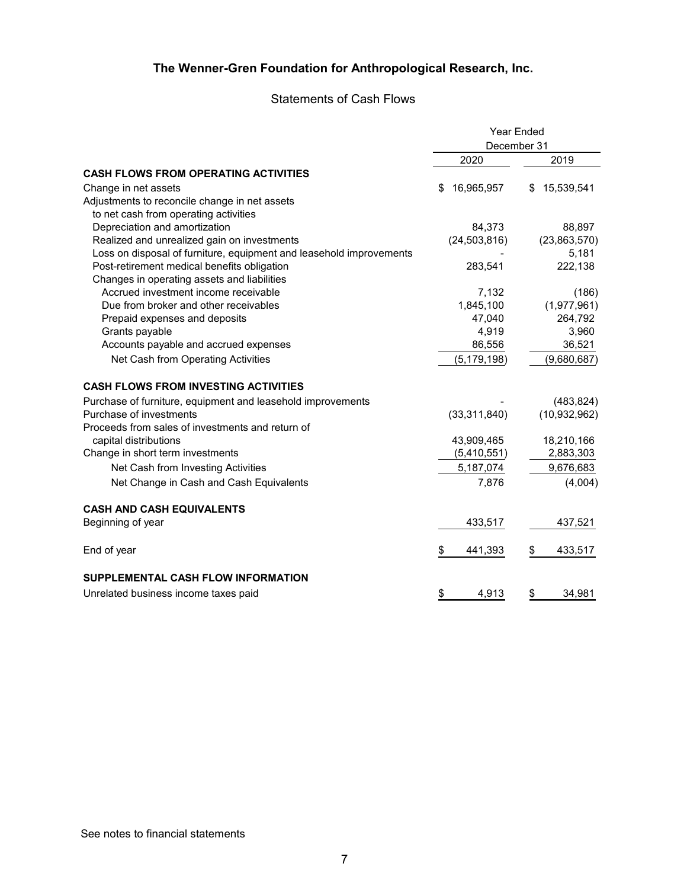# The Wenner-Gren Foundation for Anthropological Research, Inc.

## Statements of Cash Flows

| | Year Ended December 31 | |
|---|---|---|
| | 2020 | 2019 |
| **CASH FLOWS FROM OPERATING ACTIVITIES** | | |
| Change in net assets | $ 16,965,957 | $ 15,539,541 |
| Adjustments to reconcile change in net assets to net cash from operating activities | | |
| Depreciation and amortization | 84,373 | 88,897 |
| Realized and unrealized gain on investments | (24,503,816) | (23,863,570) |
| Loss on disposal of furniture, equipment and leasehold improvements | - | 5,181 |
| Post-retirement medical benefits obligation | 283,541 | 222,138 |
| Changes in operating assets and liabilities | | |
| Accrued investment income receivable | 7,132 | (186) |
| Due from broker and other receivables | 1,845,100 | (1,977,961) |
| Prepaid expenses and deposits | 47,040 | 264,792 |
| Grants payable | 4,919 | 3,960 |
| Accounts payable and accrued expenses | 86,556 | 36,521 |
| Net Cash from Operating Activities | (5,179,198) | (9,680,687) |
| **CASH FLOWS FROM INVESTING ACTIVITIES** | | |
| Purchase of furniture, equipment and leasehold improvements | - | (483,824) |
| Purchase of investments | (33,311,840) | (10,932,962) |
| Proceeds from sales of investments and return of capital distributions | 43,909,465 | 18,210,166 |
| Change in short term investments | (5,410,551) | 2,883,303 |
| Net Cash from Investing Activities | 5,187,074 | 9,676,683 |
| Net Change in Cash and Cash Equivalents | 7,876 | (4,004) |
| **CASH AND CASH EQUIVALENTS** | | |
| Beginning of year | 433,517 | 437,521 |
| End of year | $ 441,393 | $ 433,517 |
| **SUPPLEMENTAL CASH FLOW INFORMATION** | | |
| Unrelated business income taxes paid | $ 4,913 | $ 34,981 |

See notes to financial statements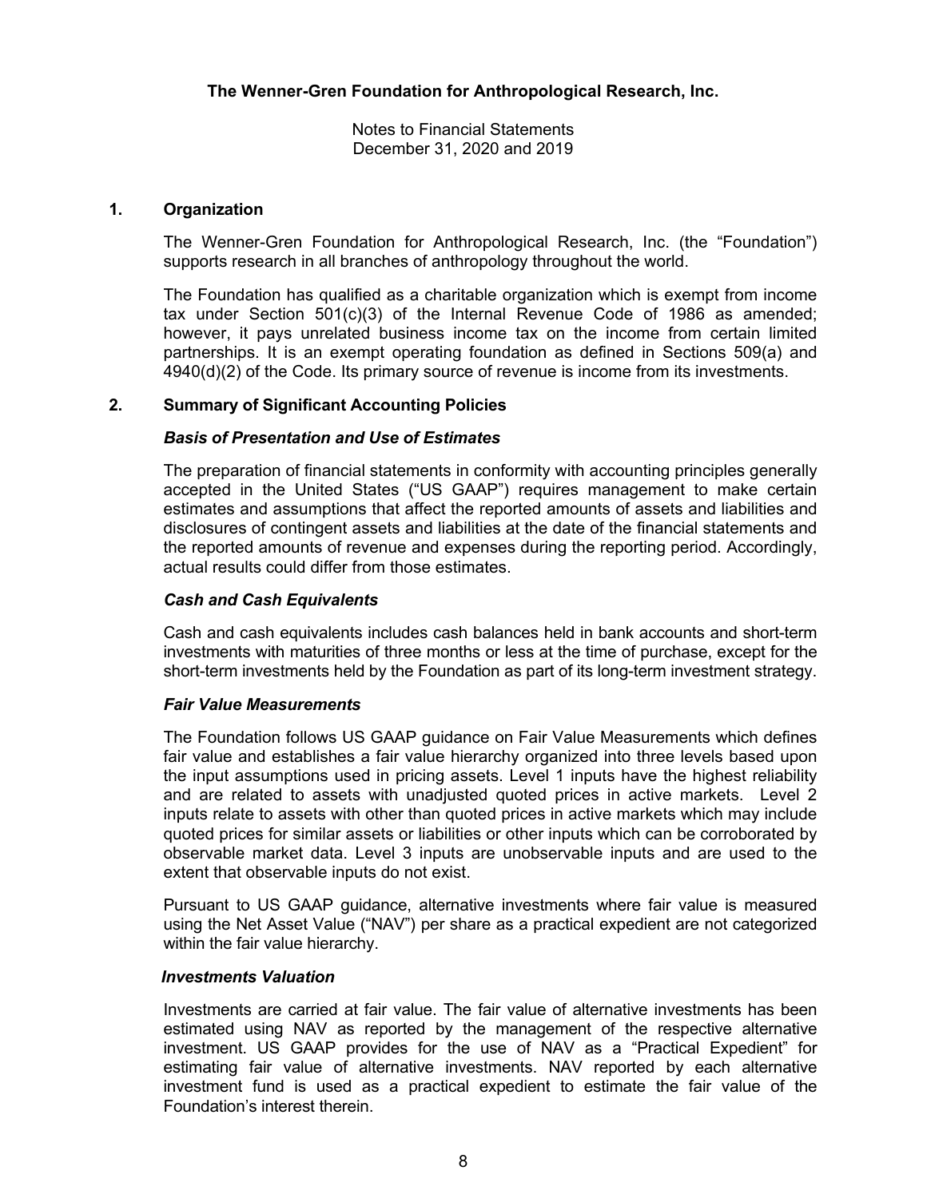**The Wenner-Gren Foundation for Anthropological Research, Inc.**

Notes to Financial Statements
December 31, 2020 and 2019

## 1. Organization

The Wenner-Gren Foundation for Anthropological Research, Inc. (the "Foundation") supports research in all branches of anthropology throughout the world.

The Foundation has qualified as a charitable organization which is exempt from income tax under Section 501(c)(3) of the Internal Revenue Code of 1986 as amended; however, it pays unrelated business income tax on the income from certain limited partnerships. It is an exempt operating foundation as defined in Sections 509(a) and 4940(d)(2) of the Code. Its primary source of revenue is income from its investments.

## 2. Summary of Significant Accounting Policies

### *Basis of Presentation and Use of Estimates*

The preparation of financial statements in conformity with accounting principles generally accepted in the United States ("US GAAP") requires management to make certain estimates and assumptions that affect the reported amounts of assets and liabilities and disclosures of contingent assets and liabilities at the date of the financial statements and the reported amounts of revenue and expenses during the reporting period. Accordingly, actual results could differ from those estimates.

### *Cash and Cash Equivalents*

Cash and cash equivalents includes cash balances held in bank accounts and short-term investments with maturities of three months or less at the time of purchase, except for the short-term investments held by the Foundation as part of its long-term investment strategy.

### *Fair Value Measurements*

The Foundation follows US GAAP guidance on Fair Value Measurements which defines fair value and establishes a fair value hierarchy organized into three levels based upon the input assumptions used in pricing assets. Level 1 inputs have the highest reliability and are related to assets with unadjusted quoted prices in active markets. Level 2 inputs relate to assets with other than quoted prices in active markets which may include quoted prices for similar assets or liabilities or other inputs which can be corroborated by observable market data. Level 3 inputs are unobservable inputs and are used to the extent that observable inputs do not exist.

Pursuant to US GAAP guidance, alternative investments where fair value is measured using the Net Asset Value ("NAV") per share as a practical expedient are not categorized within the fair value hierarchy.

### *Investments Valuation*

Investments are carried at fair value. The fair value of alternative investments has been estimated using NAV as reported by the management of the respective alternative investment. US GAAP provides for the use of NAV as a "Practical Expedient" for estimating fair value of alternative investments. NAV reported by each alternative investment fund is used as a practical expedient to estimate the fair value of the Foundation's interest therein.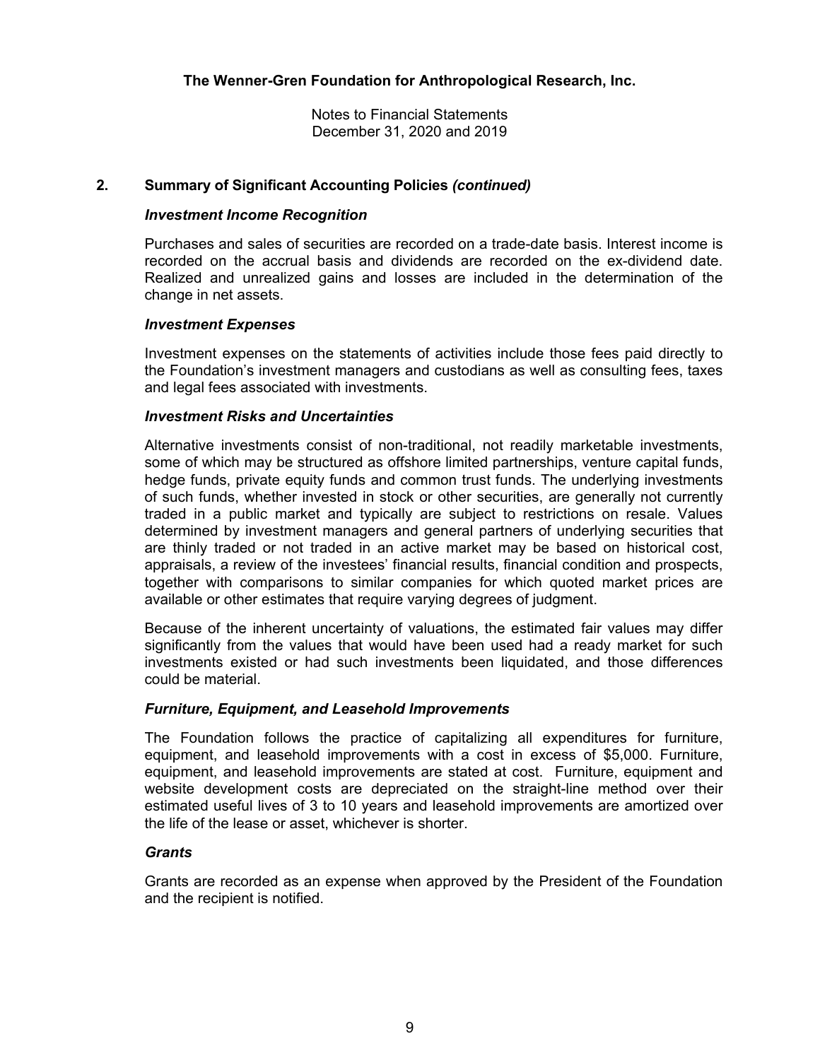**The Wenner-Gren Foundation for Anthropological Research, Inc.**

Notes to Financial Statements
December 31, 2020 and 2019

## 2. Summary of Significant Accounting Policies *(continued)*

### *Investment Income Recognition*

Purchases and sales of securities are recorded on a trade-date basis. Interest income is recorded on the accrual basis and dividends are recorded on the ex-dividend date. Realized and unrealized gains and losses are included in the determination of the change in net assets.

### *Investment Expenses*

Investment expenses on the statements of activities include those fees paid directly to the Foundation's investment managers and custodians as well as consulting fees, taxes and legal fees associated with investments.

### *Investment Risks and Uncertainties*

Alternative investments consist of non-traditional, not readily marketable investments, some of which may be structured as offshore limited partnerships, venture capital funds, hedge funds, private equity funds and common trust funds. The underlying investments of such funds, whether invested in stock or other securities, are generally not currently traded in a public market and typically are subject to restrictions on resale. Values determined by investment managers and general partners of underlying securities that are thinly traded or not traded in an active market may be based on historical cost, appraisals, a review of the investees' financial results, financial condition and prospects, together with comparisons to similar companies for which quoted market prices are available or other estimates that require varying degrees of judgment.

Because of the inherent uncertainty of valuations, the estimated fair values may differ significantly from the values that would have been used had a ready market for such investments existed or had such investments been liquidated, and those differences could be material.

### *Furniture, Equipment, and Leasehold Improvements*

The Foundation follows the practice of capitalizing all expenditures for furniture, equipment, and leasehold improvements with a cost in excess of $5,000. Furniture, equipment, and leasehold improvements are stated at cost. Furniture, equipment and website development costs are depreciated on the straight-line method over their estimated useful lives of 3 to 10 years and leasehold improvements are amortized over the life of the lease or asset, whichever is shorter.

### *Grants*

Grants are recorded as an expense when approved by the President of the Foundation and the recipient is notified.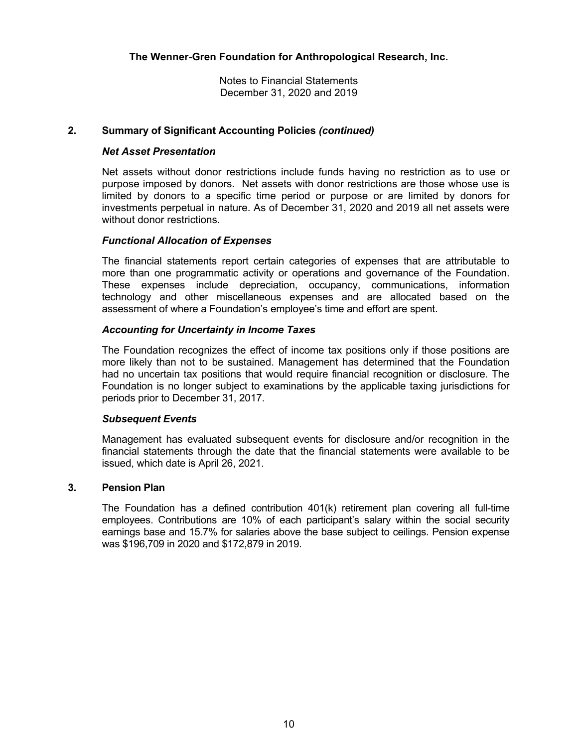## 2. Summary of Significant Accounting Policies *(continued)*

### *Net Asset Presentation*

Net assets without donor restrictions include funds having no restriction as to use or purpose imposed by donors. Net assets with donor restrictions are those whose use is limited by donors to a specific time period or purpose or are limited by donors for investments perpetual in nature. As of December 31, 2020 and 2019 all net assets were without donor restrictions.

### *Functional Allocation of Expenses*

The financial statements report certain categories of expenses that are attributable to more than one programmatic activity or operations and governance of the Foundation. These expenses include depreciation, occupancy, communications, information technology and other miscellaneous expenses and are allocated based on the assessment of where a Foundation's employee's time and effort are spent.

### *Accounting for Uncertainty in Income Taxes*

The Foundation recognizes the effect of income tax positions only if those positions are more likely than not to be sustained. Management has determined that the Foundation had no uncertain tax positions that would require financial recognition or disclosure. The Foundation is no longer subject to examinations by the applicable taxing jurisdictions for periods prior to December 31, 2017.

### *Subsequent Events*

Management has evaluated subsequent events for disclosure and/or recognition in the financial statements through the date that the financial statements were available to be issued, which date is April 26, 2021.

## 3. Pension Plan

The Foundation has a defined contribution 401(k) retirement plan covering all full-time employees. Contributions are 10% of each participant's salary within the social security earnings base and 15.7% for salaries above the base subject to ceilings. Pension expense was $196,709 in 2020 and $172,879 in 2019.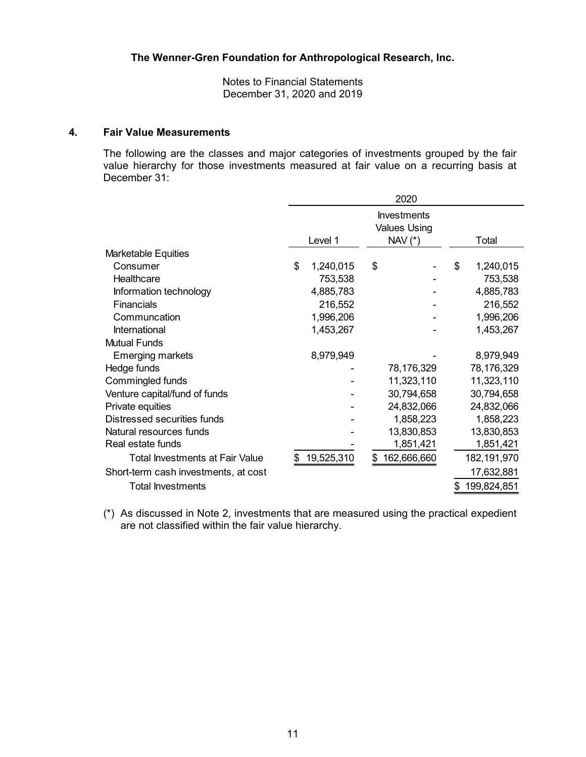**The Wenner-Gren Foundation for Anthropological Research, Inc.**

Notes to Financial Statements
December 31, 2020 and 2019

## 4. Fair Value Measurements

The following are the classes and major categories of investments grouped by the fair value hierarchy for those investments measured at fair value on a recurring basis at December 31:

| | 2020 | | |
|---|---|---|---|
| | Level 1 | Investments Values Using NAV (*) | Total |
| Marketable Equities | | | |
| Consumer | $ 1,240,015 | $ - | $ 1,240,015 |
| Healthcare | 753,538 | - | 753,538 |
| Information technology | 4,885,783 | - | 4,885,783 |
| Financials | 216,552 | - | 216,552 |
| Communcation | 1,996,206 | - | 1,996,206 |
| International | 1,453,267 | - | 1,453,267 |
| Mutual Funds | | | |
| Emerging markets | 8,979,949 | - | 8,979,949 |
| Hedge funds | - | 78,176,329 | 78,176,329 |
| Commingled funds | - | 11,323,110 | 11,323,110 |
| Venture capital/fund of funds | - | 30,794,658 | 30,794,658 |
| Private equities | - | 24,832,066 | 24,832,066 |
| Distressed securities funds | - | 1,858,223 | 1,858,223 |
| Natural resources funds | - | 13,830,853 | 13,830,853 |
| Real estate funds | - | 1,851,421 | 1,851,421 |
| Total Investments at Fair Value | $ 19,525,310 | $ 162,666,660 | 182,191,970 |
| Short-term cash investments, at cost | | | 17,632,881 |
| Total Investments | | | $ 199,824,851 |

(*) As discussed in Note 2, investments that are measured using the practical expedient are not classified within the fair value hierarchy.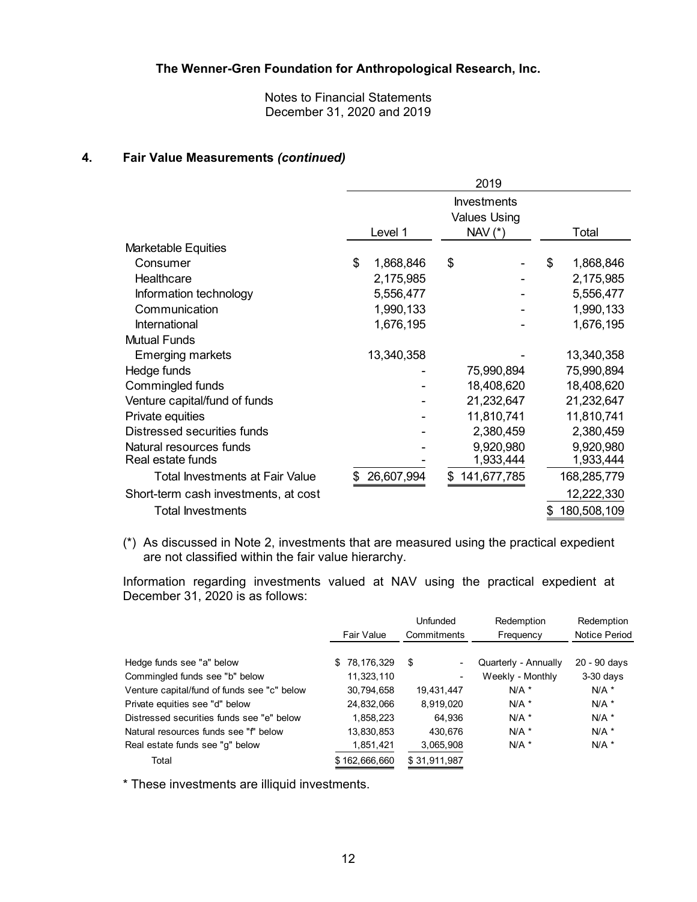### The Wenner-Gren Foundation for Anthropological Research, Inc.

Notes to Financial Statements
December 31, 2020 and 2019

## 4. Fair Value Measurements *(continued)*

| | 2019 | | |
|---|---|---|---|
| | Level 1 | Investments Values Using NAV (*) | Total |
| Marketable Equities | | | |
| Consumer | $ 1,868,846 | $ - | $ 1,868,846 |
| Healthcare | 2,175,985 | - | 2,175,985 |
| Information technology | 5,556,477 | - | 5,556,477 |
| Communication | 1,990,133 | - | 1,990,133 |
| International | 1,676,195 | - | 1,676,195 |
| Mutual Funds | | | |
| Emerging markets | 13,340,358 | - | 13,340,358 |
| Hedge funds | - | 75,990,894 | 75,990,894 |
| Commingled funds | - | 18,408,620 | 18,408,620 |
| Venture capital/fund of funds | - | 21,232,647 | 21,232,647 |
| Private equities | - | 11,810,741 | 11,810,741 |
| Distressed securities funds | - | 2,380,459 | 2,380,459 |
| Natural resources funds | - | 9,920,980 | 9,920,980 |
| Real estate funds | - | 1,933,444 | 1,933,444 |
| Total Investments at Fair Value | $ 26,607,994 | $ 141,677,785 | 168,285,779 |
| Short-term cash investments, at cost | | | 12,222,330 |
| Total Investments | | | $ 180,508,109 |

(*) As discussed in Note 2, investments that are measured using the practical expedient are not classified within the fair value hierarchy.

Information regarding investments valued at NAV using the practical expedient at December 31, 2020 is as follows:

| | Fair Value | Unfunded Commitments | Redemption Frequency | Redemption Notice Period |
|---|---|---|---|---|
| Hedge funds see "a" below | $ 78,176,329 | $ - | Quarterly - Annually | 20 - 90 days |
| Commingled funds see "b" below | 11,323,110 | - | Weekly - Monthly | 3-30 days |
| Venture capital/fund of funds see "c" below | 30,794,658 | 19,431,447 | N/A * | N/A * |
| Private equities see "d" below | 24,832,066 | 8,919,020 | N/A * | N/A * |
| Distressed securities funds see "e" below | 1,858,223 | 64,936 | N/A * | N/A * |
| Natural resources funds see "f" below | 13,830,853 | 430,676 | N/A * | N/A * |
| Real estate funds see "g" below | 1,851,421 | 3,065,908 | N/A * | N/A * |
| Total | $ 162,666,660 | $ 31,911,987 | | |

* These investments are illiquid investments.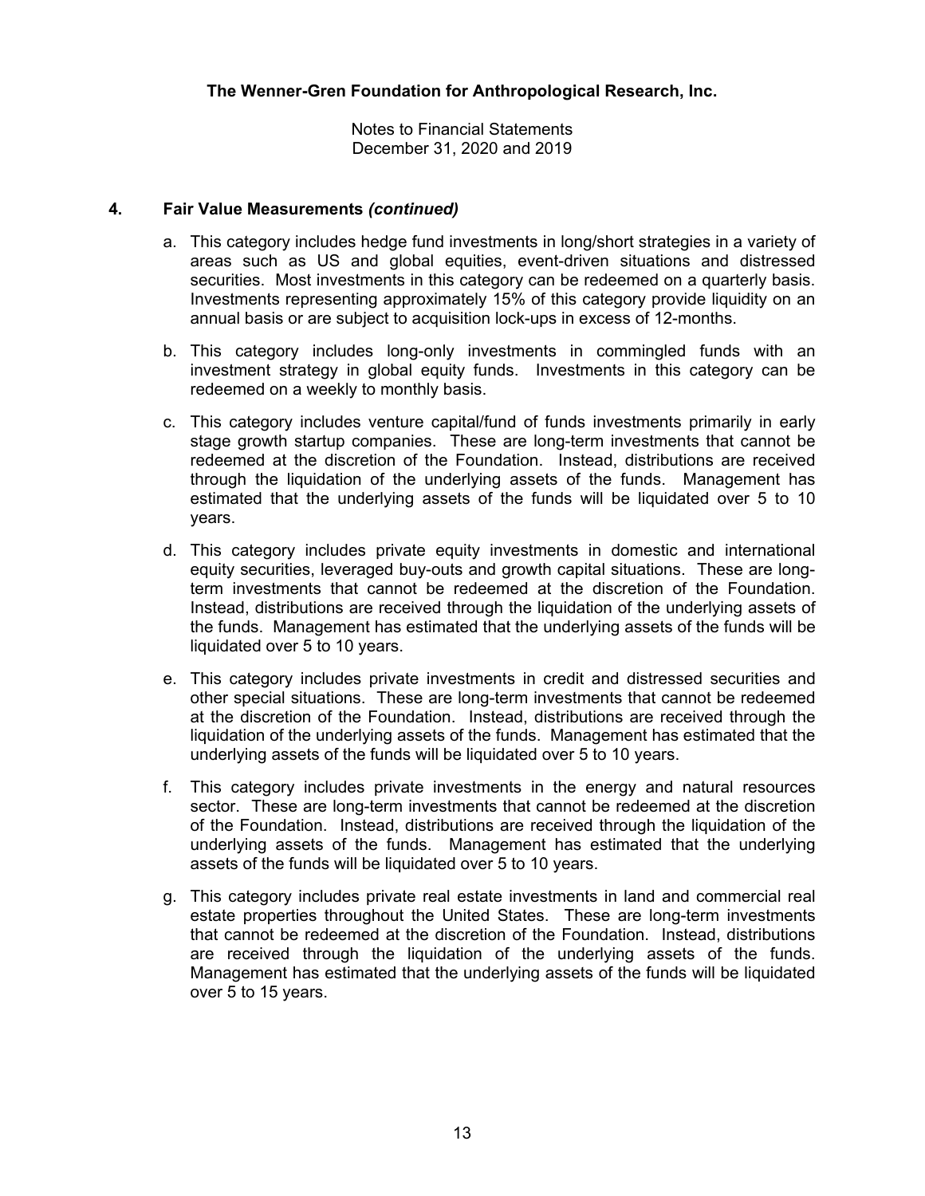## 4. Fair Value Measurements *(continued)*

a. This category includes hedge fund investments in long/short strategies in a variety of areas such as US and global equities, event-driven situations and distressed securities. Most investments in this category can be redeemed on a quarterly basis. Investments representing approximately 15% of this category provide liquidity on an annual basis or are subject to acquisition lock-ups in excess of 12-months.

b. This category includes long-only investments in commingled funds with an investment strategy in global equity funds. Investments in this category can be redeemed on a weekly to monthly basis.

c. This category includes venture capital/fund of funds investments primarily in early stage growth startup companies. These are long-term investments that cannot be redeemed at the discretion of the Foundation. Instead, distributions are received through the liquidation of the underlying assets of the funds. Management has estimated that the underlying assets of the funds will be liquidated over 5 to 10 years.

d. This category includes private equity investments in domestic and international equity securities, leveraged buy-outs and growth capital situations. These are long-term investments that cannot be redeemed at the discretion of the Foundation. Instead, distributions are received through the liquidation of the underlying assets of the funds. Management has estimated that the underlying assets of the funds will be liquidated over 5 to 10 years.

e. This category includes private investments in credit and distressed securities and other special situations. These are long-term investments that cannot be redeemed at the discretion of the Foundation. Instead, distributions are received through the liquidation of the underlying assets of the funds. Management has estimated that the underlying assets of the funds will be liquidated over 5 to 10 years.

f. This category includes private investments in the energy and natural resources sector. These are long-term investments that cannot be redeemed at the discretion of the Foundation. Instead, distributions are received through the liquidation of the underlying assets of the funds. Management has estimated that the underlying assets of the funds will be liquidated over 5 to 10 years.

g. This category includes private real estate investments in land and commercial real estate properties throughout the United States. These are long-term investments that cannot be redeemed at the discretion of the Foundation. Instead, distributions are received through the liquidation of the underlying assets of the funds. Management has estimated that the underlying assets of the funds will be liquidated over 5 to 15 years.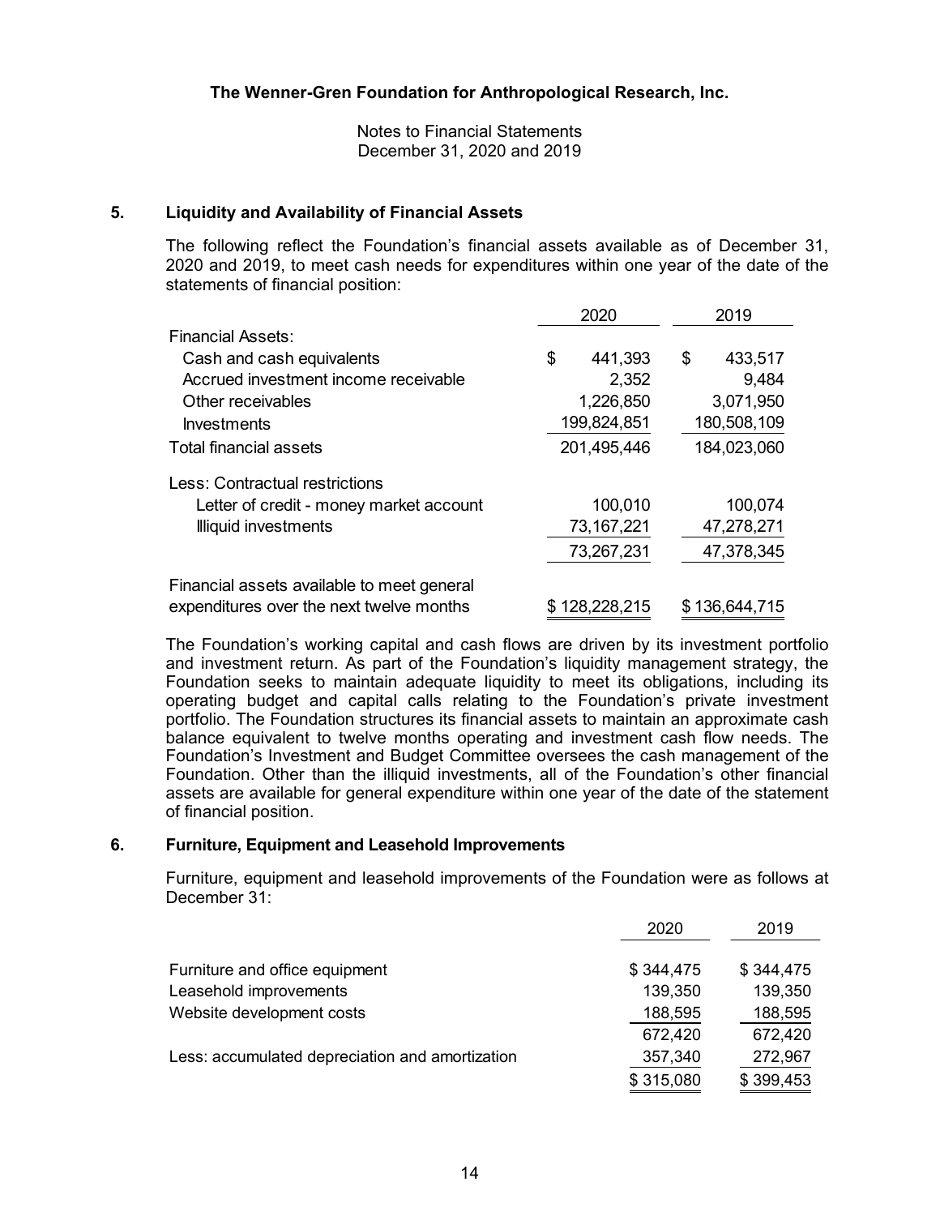### 5. Liquidity and Availability of Financial Assets

The following reflect the Foundation's financial assets available as of December 31, 2020 and 2019, to meet cash needs for expenditures within one year of the date of the statements of financial position:

| | 2020 | 2019 |
|---|---|---|
| Financial Assets: | | |
| Cash and cash equivalents | $ 441,393 | $ 433,517 |
| Accrued investment income receivable | 2,352 | 9,484 |
| Other receivables | 1,226,850 | 3,071,950 |
| Investments | 199,824,851 | 180,508,109 |
| Total financial assets | 201,495,446 | 184,023,060 |
| Less: Contractual restrictions | | |
| Letter of credit - money market account | 100,010 | 100,074 |
| Illiquid investments | 73,167,221 | 47,278,271 |
| | 73,267,231 | 47,378,345 |
| Financial assets available to meet general expenditures over the next twelve months | $ 128,228,215 | $ 136,644,715 |

The Foundation's working capital and cash flows are driven by its investment portfolio and investment return. As part of the Foundation's liquidity management strategy, the Foundation seeks to maintain adequate liquidity to meet its obligations, including its operating budget and capital calls relating to the Foundation's private investment portfolio. The Foundation structures its financial assets to maintain an approximate cash balance equivalent to twelve months operating and investment cash flow needs. The Foundation's Investment and Budget Committee oversees the cash management of the Foundation. Other than the illiquid investments, all of the Foundation's other financial assets are available for general expenditure within one year of the date of the statement of financial position.

### 6. Furniture, Equipment and Leasehold Improvements

Furniture, equipment and leasehold improvements of the Foundation were as follows at December 31:

| | 2020 | 2019 |
|---|---|---|
| Furniture and office equipment | $ 344,475 | $ 344,475 |
| Leasehold improvements | 139,350 | 139,350 |
| Website development costs | 188,595 | 188,595 |
| | 672,420 | 672,420 |
| Less: accumulated depreciation and amortization | 357,340 | 272,967 |
| | $ 315,080 | $ 399,453 |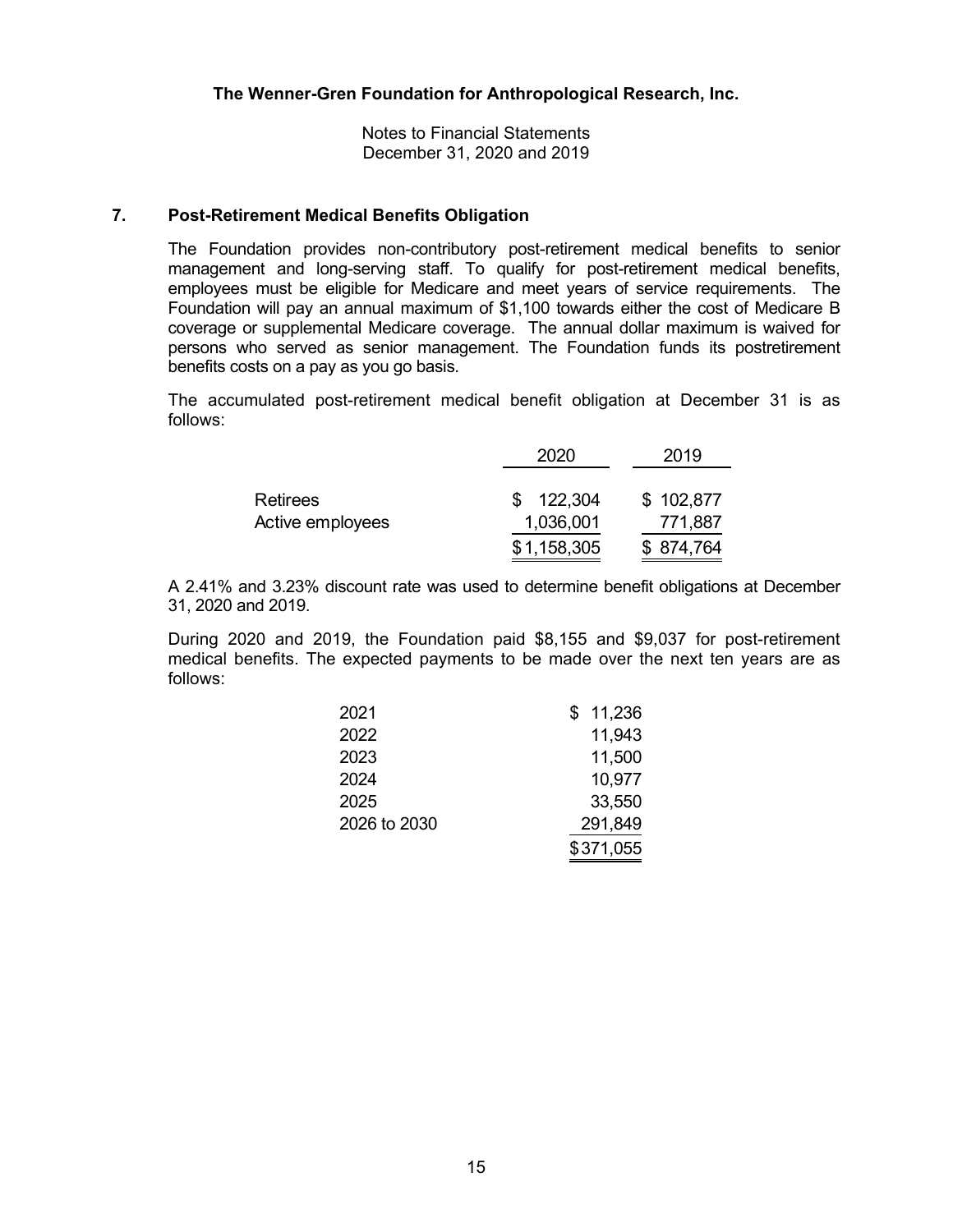**The Wenner-Gren Foundation for Anthropological Research, Inc.**

Notes to Financial Statements
December 31, 2020 and 2019

## 7. Post-Retirement Medical Benefits Obligation

The Foundation provides non-contributory post-retirement medical benefits to senior management and long-serving staff. To qualify for post-retirement medical benefits, employees must be eligible for Medicare and meet years of service requirements. The Foundation will pay an annual maximum of $1,100 towards either the cost of Medicare B coverage or supplemental Medicare coverage. The annual dollar maximum is waived for persons who served as senior management. The Foundation funds its postretirement benefits costs on a pay as you go basis.

The accumulated post-retirement medical benefit obligation at December 31 is as follows:

| | 2020 | 2019 |
|---|---|---|
| Retirees | $ 122,304 | $ 102,877 |
| Active employees | 1,036,001 | 771,887 |
| | $ 1,158,305 | $ 874,764 |

A 2.41% and 3.23% discount rate was used to determine benefit obligations at December 31, 2020 and 2019.

During 2020 and 2019, the Foundation paid $8,155 and $9,037 for post-retirement medical benefits. The expected payments to be made over the next ten years are as follows:

| | |
|---|---|
| 2021 | $ 11,236 |
| 2022 | 11,943 |
| 2023 | 11,500 |
| 2024 | 10,977 |
| 2025 | 33,550 |
| 2026 to 2030 | 291,849 |
| | $ 371,055 |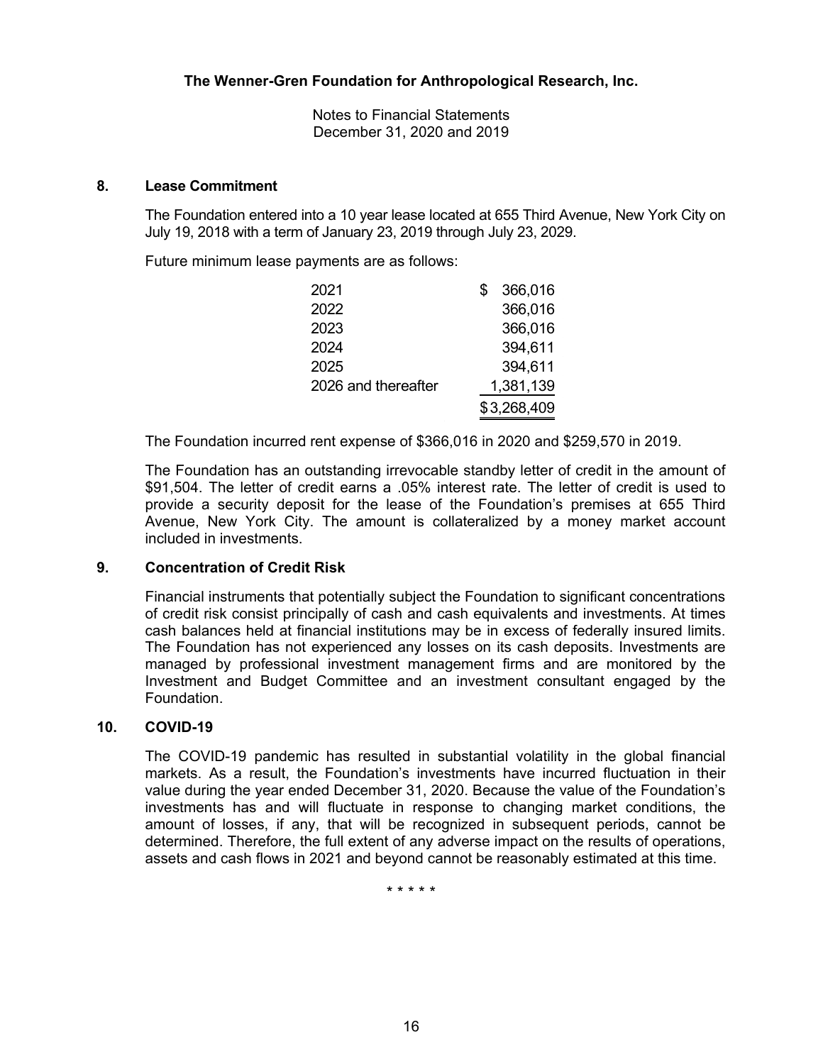The Wenner-Gren Foundation for Anthropological Research, Inc.

Notes to Financial Statements
December 31, 2020 and 2019

## 8. Lease Commitment

The Foundation entered into a 10 year lease located at 655 Third Avenue, New York City on July 19, 2018 with a term of January 23, 2019 through July 23, 2029.

Future minimum lease payments are as follows:

| | |
|---|---|
| 2021 | $ 366,016 |
| 2022 | 366,016 |
| 2023 | 366,016 |
| 2024 | 394,611 |
| 2025 | 394,611 |
| 2026 and thereafter | 1,381,139 |
| | $3,268,409 |

The Foundation incurred rent expense of $366,016 in 2020 and $259,570 in 2019.

The Foundation has an outstanding irrevocable standby letter of credit in the amount of $91,504. The letter of credit earns a .05% interest rate. The letter of credit is used to provide a security deposit for the lease of the Foundation's premises at 655 Third Avenue, New York City. The amount is collateralized by a money market account included in investments.

## 9. Concentration of Credit Risk

Financial instruments that potentially subject the Foundation to significant concentrations of credit risk consist principally of cash and cash equivalents and investments. At times cash balances held at financial institutions may be in excess of federally insured limits. The Foundation has not experienced any losses on its cash deposits. Investments are managed by professional investment management firms and are monitored by the Investment and Budget Committee and an investment consultant engaged by the Foundation.

## 10. COVID-19

The COVID-19 pandemic has resulted in substantial volatility in the global financial markets. As a result, the Foundation's investments have incurred fluctuation in their value during the year ended December 31, 2020. Because the value of the Foundation's investments has and will fluctuate in response to changing market conditions, the amount of losses, if any, that will be recognized in subsequent periods, cannot be determined. Therefore, the full extent of any adverse impact on the results of operations, assets and cash flows in 2021 and beyond cannot be reasonably estimated at this time.

* * * * *